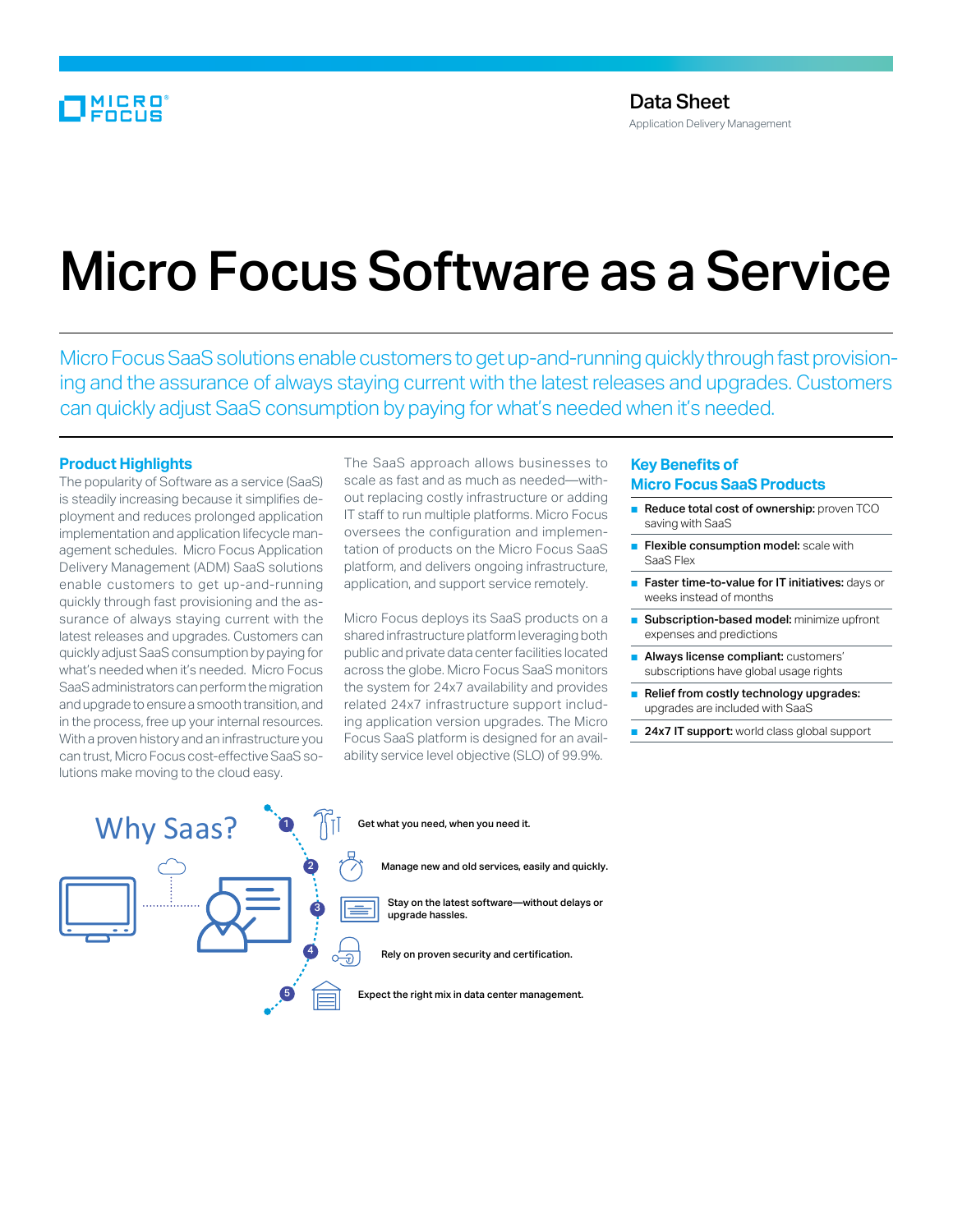Data Sheet
Application Delivery Management

# Micro Focus Software as a Service

Micro Focus SaaS solutions enable customers to get up-and-running quickly through fast provisioning and the assurance of always staying current with the latest releases and upgrades. Customers can quickly adjust SaaS consumption by paying for what's needed when it's needed.

## Product Highlights

The popularity of Software as a service (SaaS) is steadily increasing because it simplifies deployment and reduces prolonged application implementation and application lifecycle management schedules. Micro Focus Application Delivery Management (ADM) SaaS solutions enable customers to get up-and-running quickly through fast provisioning and the assurance of always staying current with the latest releases and upgrades. Customers can quickly adjust SaaS consumption by paying for what's needed when it's needed. Micro Focus SaaS administrators can perform the migration and upgrade to ensure a smooth transition, and in the process, free up your internal resources. With a proven history and an infrastructure you can trust, Micro Focus cost-effective SaaS solutions make moving to the cloud easy.

The SaaS approach allows businesses to scale as fast and as much as needed—without replacing costly infrastructure or adding IT staff to run multiple platforms. Micro Focus oversees the configuration and implementation of products on the Micro Focus SaaS platform, and delivers ongoing infrastructure, application, and support service remotely.

Micro Focus deploys its SaaS products on a shared infrastructure platform leveraging both public and private data center facilities located across the globe. Micro Focus SaaS monitors the system for 24x7 availability and provides related 24x7 infrastructure support including application version upgrades. The Micro Focus SaaS platform is designed for an availability service level objective (SLO) of 99.9%.

## Key Benefits of Micro Focus SaaS Products

- **Reduce total cost of ownership:** proven TCO saving with SaaS
- **Flexible consumption model:** scale with SaaS Flex
- **Faster time-to-value for IT initiatives:** days or weeks instead of months
- **Subscription-based model:** minimize upfront expenses and predictions
- **Always license compliant:** customers' subscriptions have global usage rights
- **Relief from costly technology upgrades:** upgrades are included with SaaS
- **24x7 IT support:** world class global support

## Why Saas?

1. Get what you need, when you need it.
2. Manage new and old services, easily and quickly.
3. Stay on the latest software—without delays or upgrade hassles.
4. Rely on proven security and certification.
5. Expect the right mix in data center management.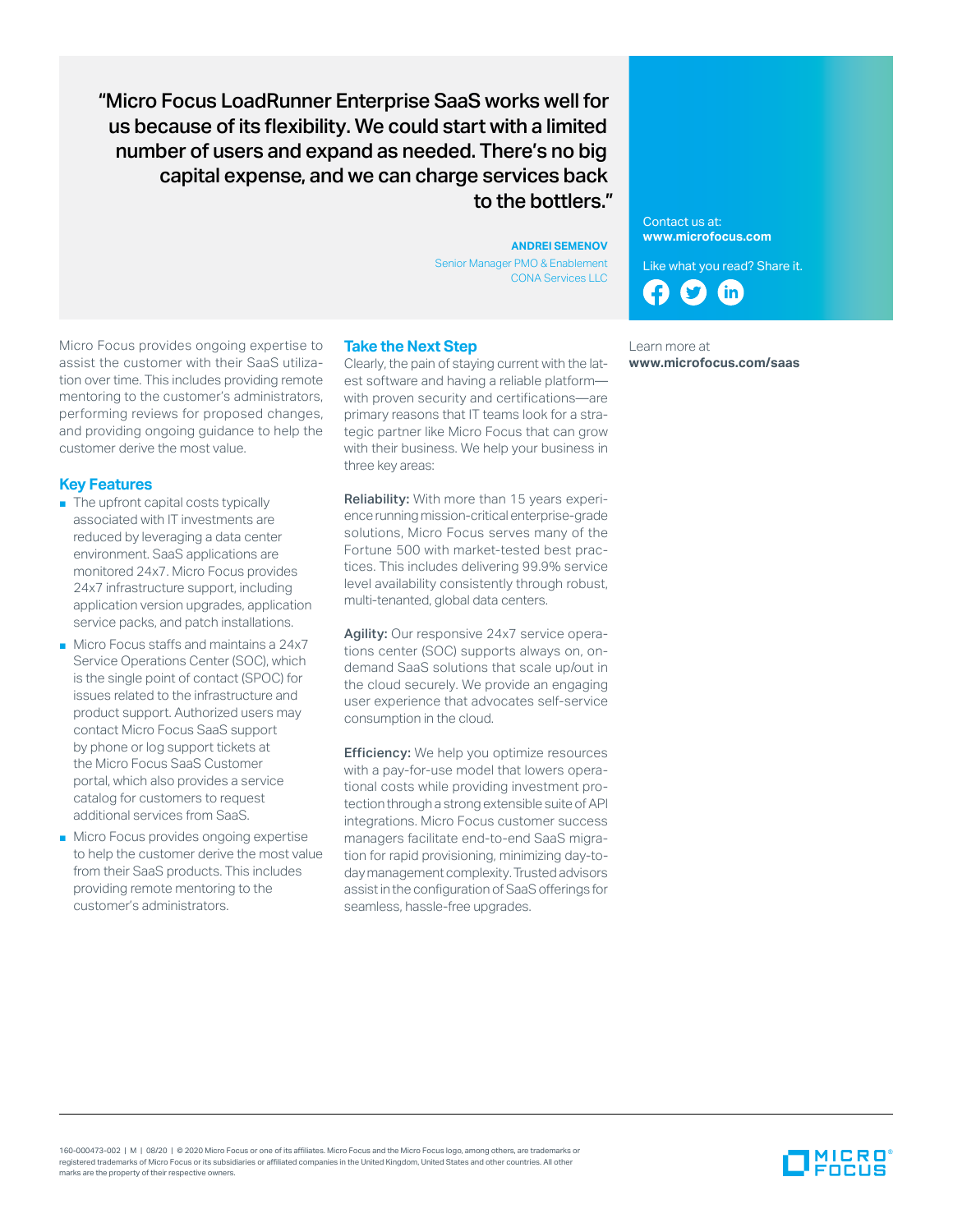> "Micro Focus LoadRunner Enterprise SaaS works well for us because of its flexibility. We could start with a limited number of users and expand as needed. There's no big capital expense, and we can charge services back to the bottlers."
>
> **ANDREI SEMENOV**
> Senior Manager PMO & Enablement
> CONA Services LLC

Micro Focus provides ongoing expertise to assist the customer with their SaaS utilization over time. This includes providing remote mentoring to the customer's administrators, performing reviews for proposed changes, and providing ongoing guidance to help the customer derive the most value.

## Key Features

- The upfront capital costs typically associated with IT investments are reduced by leveraging a data center environment. SaaS applications are monitored 24x7. Micro Focus provides 24x7 infrastructure support, including application version upgrades, application service packs, and patch installations.
- Micro Focus staffs and maintains a 24x7 Service Operations Center (SOC), which is the single point of contact (SPOC) for issues related to the infrastructure and product support. Authorized users may contact Micro Focus SaaS support by phone or log support tickets at the Micro Focus SaaS Customer portal, which also provides a service catalog for customers to request additional services from SaaS.
- Micro Focus provides ongoing expertise to help the customer derive the most value from their SaaS products. This includes providing remote mentoring to the customer's administrators.

## Take the Next Step

Clearly, the pain of staying current with the latest software and having a reliable platform—with proven security and certifications—are primary reasons that IT teams look for a strategic partner like Micro Focus that can grow with their business. We help your business in three key areas:

**Reliability:** With more than 15 years experience running mission-critical enterprise-grade solutions, Micro Focus serves many of the Fortune 500 with market-tested best practices. This includes delivering 99.9% service level availability consistently through robust, multi-tenanted, global data centers.

**Agility:** Our responsive 24x7 service operations center (SOC) supports always on, on-demand SaaS solutions that scale up/out in the cloud securely. We provide an engaging user experience that advocates self-service consumption in the cloud.

**Efficiency:** We help you optimize resources with a pay-for-use model that lowers operational costs while providing investment protection through a strong extensible suite of API integrations. Micro Focus customer success managers facilitate end-to-end SaaS migration for rapid provisioning, minimizing day-to-day management complexity. Trusted advisors assist in the configuration of SaaS offerings for seamless, hassle-free upgrades.

Contact us at:
**www.microfocus.com**

Like what you read? Share it.

Learn more at
**www.microfocus.com/saas**

160-000473-002 | M | 08/20 | © 2020 Micro Focus or one of its affiliates. Micro Focus and the Micro Focus logo, among others, are trademarks or registered trademarks of Micro Focus or its subsidiaries or affiliated companies in the United Kingdom, United States and other countries. All other marks are the property of their respective owners.